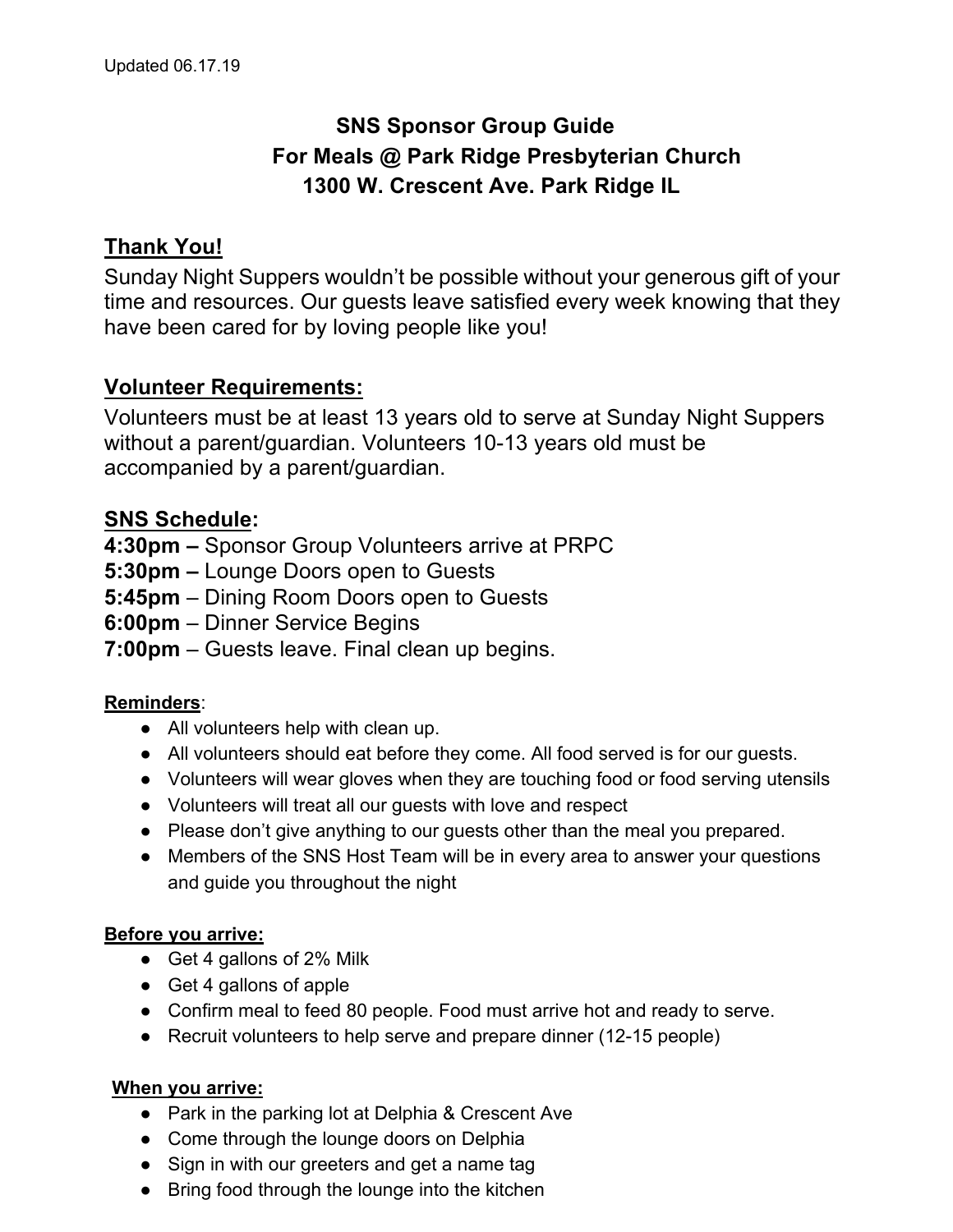Updated 06.17.19

# SNS Sponsor Group Guide
# For Meals @ Park Ridge Presbyterian Church
# 1300 W. Crescent Ave. Park Ridge IL

## Thank You!

Sunday Night Suppers wouldn't be possible without your generous gift of your time and resources. Our guests leave satisfied every week knowing that they have been cared for by loving people like you!

## Volunteer Requirements:

Volunteers must be at least 13 years old to serve at Sunday Night Suppers without a parent/guardian. Volunteers 10-13 years old must be accompanied by a parent/guardian.

## SNS Schedule:

**4:30pm –** Sponsor Group Volunteers arrive at PRPC
**5:30pm –** Lounge Doors open to Guests
**5:45pm** – Dining Room Doors open to Guests
**6:00pm** – Dinner Service Begins
**7:00pm** – Guests leave. Final clean up begins.

**Reminders**:

- All volunteers help with clean up.
- All volunteers should eat before they come. All food served is for our guests.
- Volunteers will wear gloves when they are touching food or food serving utensils
- Volunteers will treat all our guests with love and respect
- Please don't give anything to our guests other than the meal you prepared.
- Members of the SNS Host Team will be in every area to answer your questions and guide you throughout the night

**Before you arrive:**

- Get 4 gallons of 2% Milk
- Get 4 gallons of apple
- Confirm meal to feed 80 people. Food must arrive hot and ready to serve.
- Recruit volunteers to help serve and prepare dinner (12-15 people)

**When you arrive:**

- Park in the parking lot at Delphia & Crescent Ave
- Come through the lounge doors on Delphia
- Sign in with our greeters and get a name tag
- Bring food through the lounge into the kitchen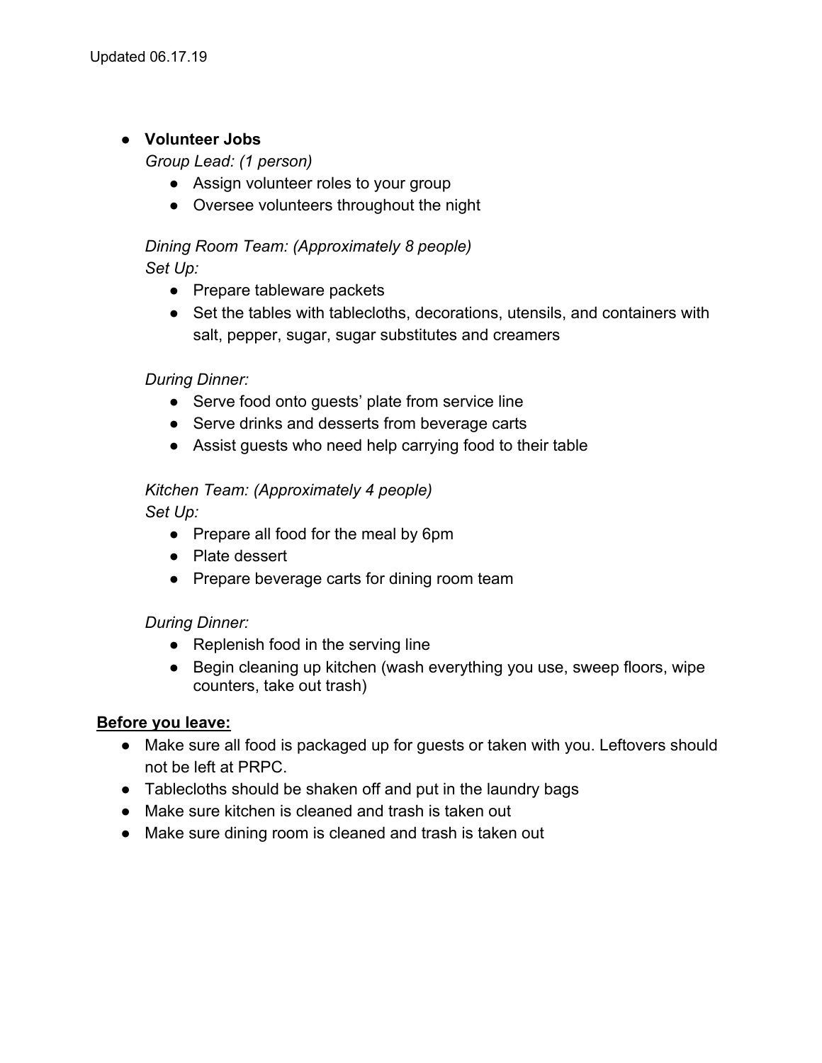- **Volunteer Jobs**

  *Group Lead: (1 person)*
    - Assign volunteer roles to your group
    - Oversee volunteers throughout the night

  *Dining Room Team: (Approximately 8 people)*

  *Set Up:*
    - Prepare tableware packets
    - Set the tables with tablecloths, decorations, utensils, and containers with salt, pepper, sugar, sugar substitutes and creamers

  *During Dinner:*
    - Serve food onto guests' plate from service line
    - Serve drinks and desserts from beverage carts
    - Assist guests who need help carrying food to their table

  *Kitchen Team: (Approximately 4 people)*

  *Set Up:*
    - Prepare all food for the meal by 6pm
    - Plate dessert
    - Prepare beverage carts for dining room team

  *During Dinner:*
    - Replenish food in the serving line
    - Begin cleaning up kitchen (wash everything you use, sweep floors, wipe counters, take out trash)

**<u>Before you leave:</u>**

- Make sure all food is packaged up for guests or taken with you. Leftovers should not be left at PRPC.
- Tablecloths should be shaken off and put in the laundry bags
- Make sure kitchen is cleaned and trash is taken out
- Make sure dining room is cleaned and trash is taken out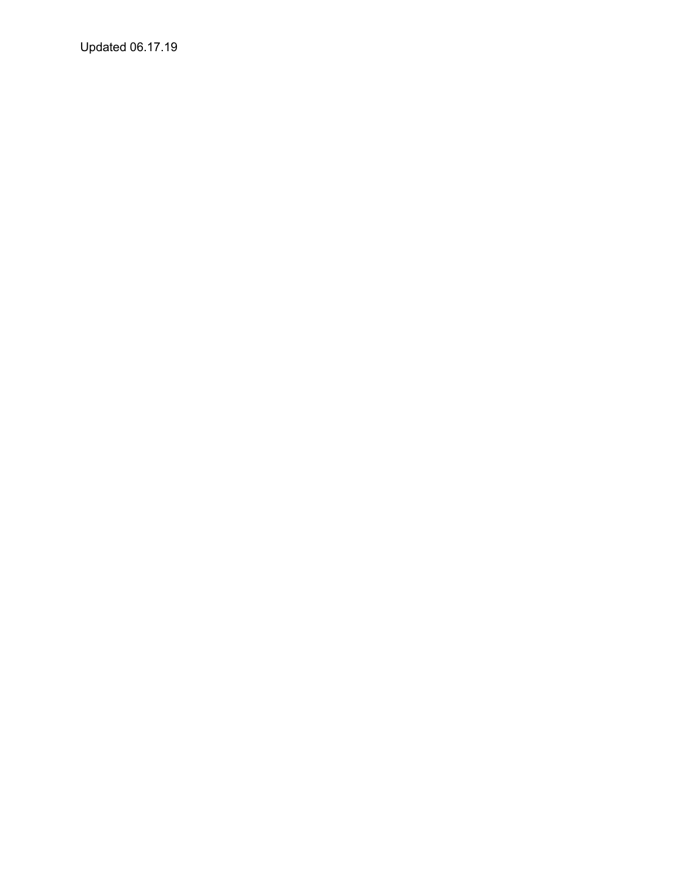Updated 06.17.19